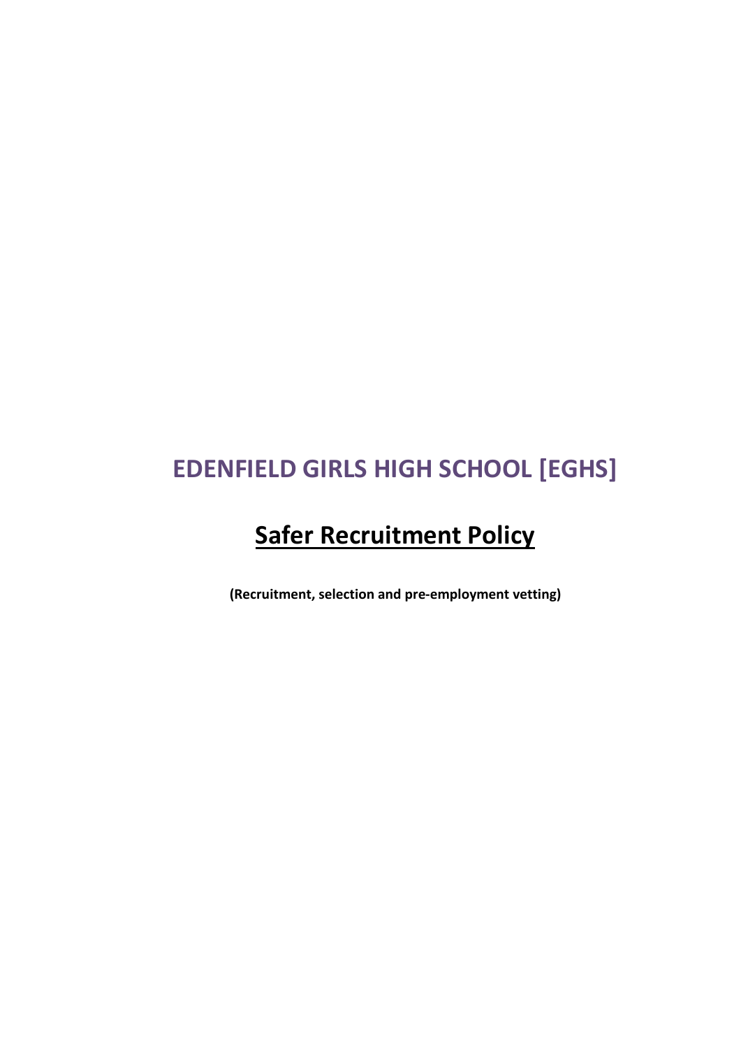# EDENFIELD GIRLS HIGH SCHOOL [EGHS]

## Safer Recruitment Policy

**(Recruitment, selection and pre-employment vetting)**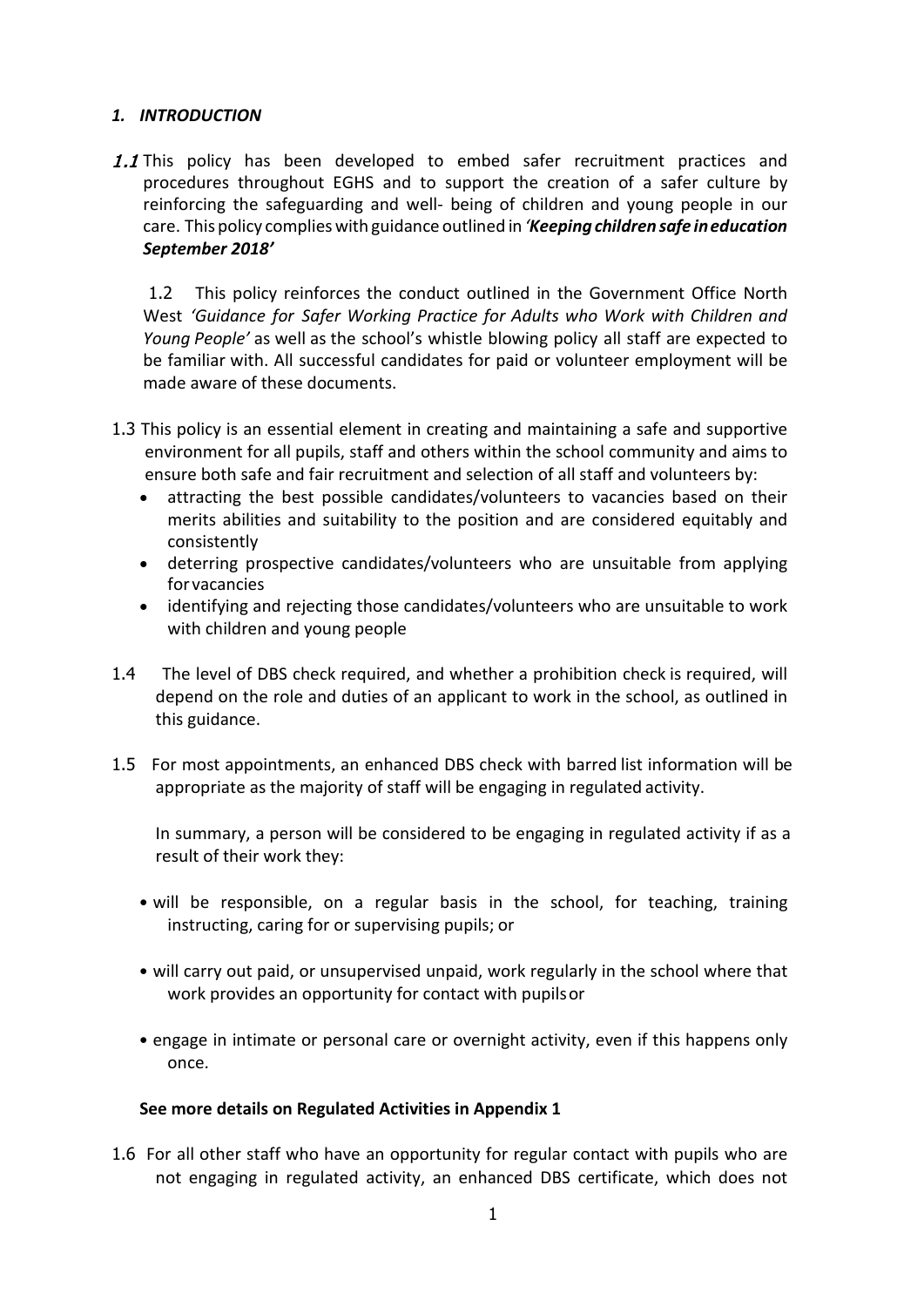## *1. INTRODUCTION*

*1.1* This policy has been developed to embed safer recruitment practices and procedures throughout EGHS and to support the creation of a safer culture by reinforcing the safeguarding and well- being of children and young people in our care. This policy complies with guidance outlined in *'**Keeping children safe in education September 2018**'*

1.2 This policy reinforces the conduct outlined in the Government Office North West *'Guidance for Safer Working Practice for Adults who Work with Children and Young People'* as well as the school's whistle blowing policy all staff are expected to be familiar with. All successful candidates for paid or volunteer employment will be made aware of these documents.

1.3 This policy is an essential element in creating and maintaining a safe and supportive environment for all pupils, staff and others within the school community and aims to ensure both safe and fair recruitment and selection of all staff and volunteers by:

- attracting the best possible candidates/volunteers to vacancies based on their merits abilities and suitability to the position and are considered equitably and consistently
- deterring prospective candidates/volunteers who are unsuitable from applying for vacancies
- identifying and rejecting those candidates/volunteers who are unsuitable to work with children and young people

1.4 The level of DBS check required, and whether a prohibition check is required, will depend on the role and duties of an applicant to work in the school, as outlined in this guidance.

1.5 For most appointments, an enhanced DBS check with barred list information will be appropriate as the majority of staff will be engaging in regulated activity.

In summary, a person will be considered to be engaging in regulated activity if as a result of their work they:

- will be responsible, on a regular basis in the school, for teaching, training instructing, caring for or supervising pupils; or
- will carry out paid, or unsupervised unpaid, work regularly in the school where that work provides an opportunity for contact with pupils or
- engage in intimate or personal care or overnight activity, even if this happens only once.

**See more details on Regulated Activities in Appendix 1**

1.6 For all other staff who have an opportunity for regular contact with pupils who are not engaging in regulated activity, an enhanced DBS certificate, which does not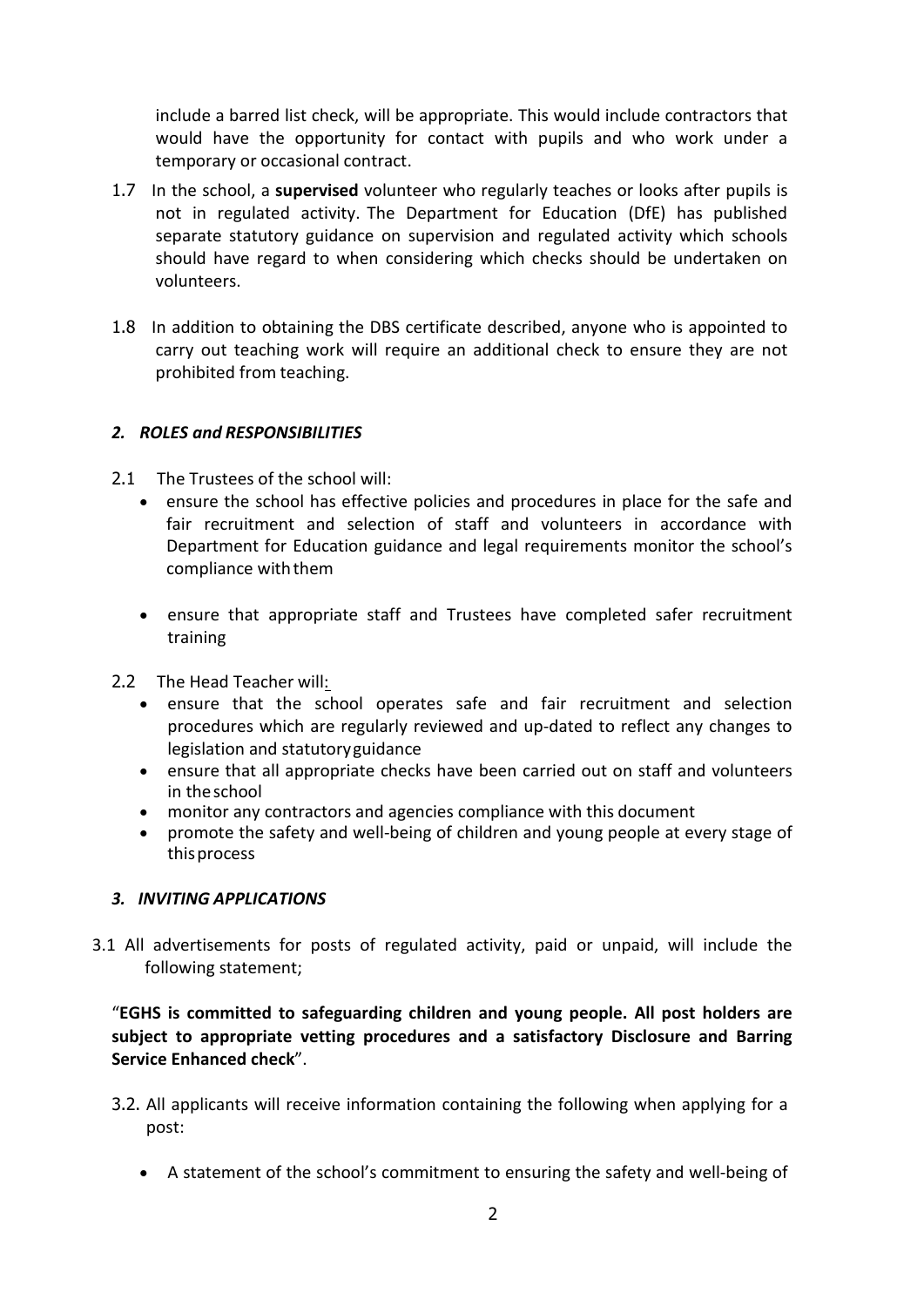include a barred list check, will be appropriate. This would include contractors that would have the opportunity for contact with pupils and who work under a temporary or occasional contract.

1.7 In the school, a **supervised** volunteer who regularly teaches or looks after pupils is not in regulated activity. The Department for Education (DfE) has published separate statutory guidance on supervision and regulated activity which schools should have regard to when considering which checks should be undertaken on volunteers.

1.8 In addition to obtaining the DBS certificate described, anyone who is appointed to carry out teaching work will require an additional check to ensure they are not prohibited from teaching.

## *2. ROLES and RESPONSIBILITIES*

2.1 The Trustees of the school will:

- ensure the school has effective policies and procedures in place for the safe and fair recruitment and selection of staff and volunteers in accordance with Department for Education guidance and legal requirements monitor the school's compliance with them

- ensure that appropriate staff and Trustees have completed safer recruitment training

2.2 The Head Teacher will:

- ensure that the school operates safe and fair recruitment and selection procedures which are regularly reviewed and up-dated to reflect any changes to legislation and statutory guidance
- ensure that all appropriate checks have been carried out on staff and volunteers in the school
- monitor any contractors and agencies compliance with this document
- promote the safety and well-being of children and young people at every stage of this process

## *3. INVITING APPLICATIONS*

3.1 All advertisements for posts of regulated activity, paid or unpaid, will include the following statement;

"**EGHS is committed to safeguarding children and young people. All post holders are subject to appropriate vetting procedures and a satisfactory Disclosure and Barring Service Enhanced check**".

3.2. All applicants will receive information containing the following when applying for a post:

- A statement of the school's commitment to ensuring the safety and well-being of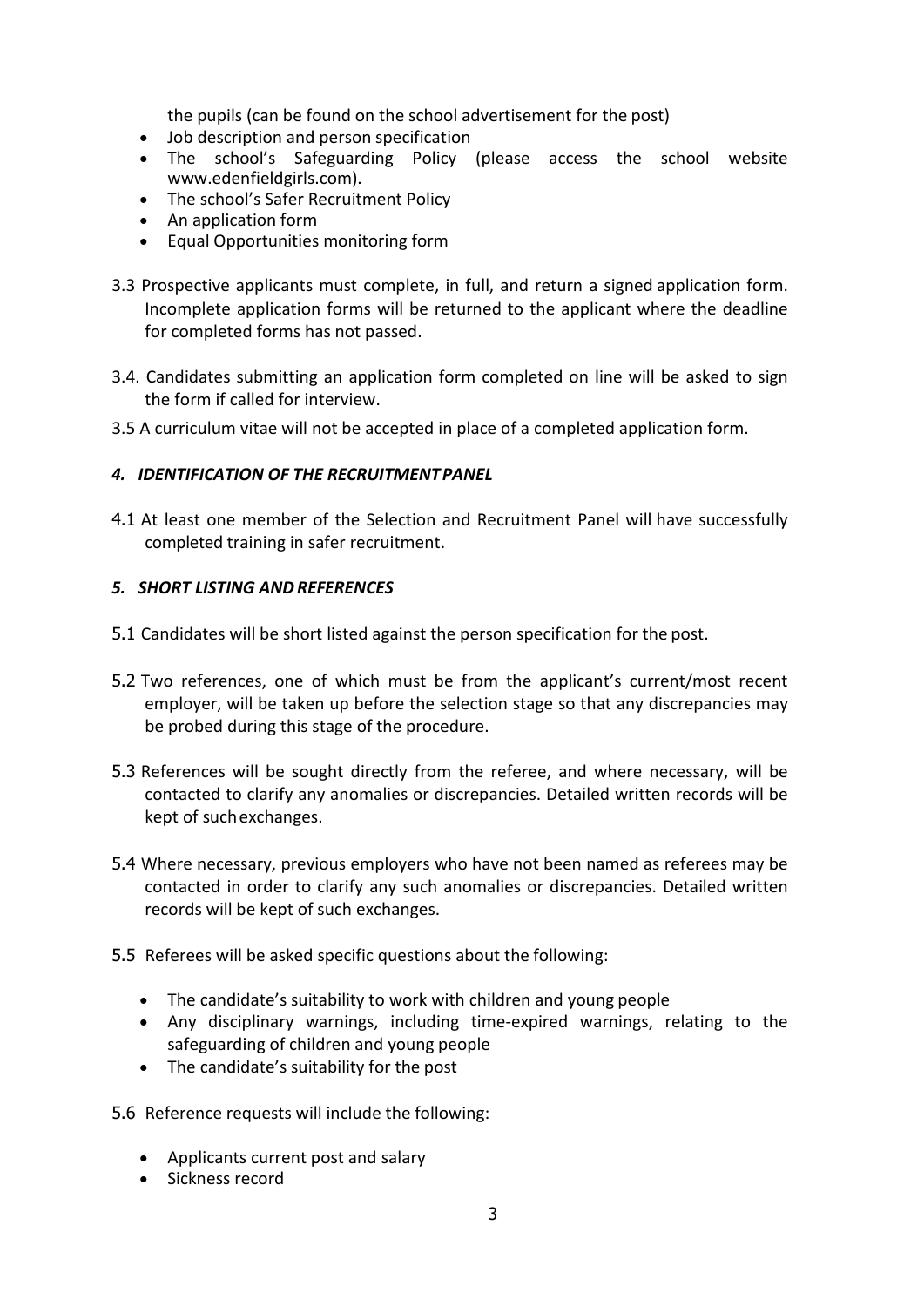the pupils (can be found on the school advertisement for the post)

- Job description and person specification
- The school's Safeguarding Policy (please access the school website www.edenfieldgirls.com).
- The school's Safer Recruitment Policy
- An application form
- Equal Opportunities monitoring form

3.3 Prospective applicants must complete, in full, and return a signed application form. Incomplete application forms will be returned to the applicant where the deadline for completed forms has not passed.

3.4. Candidates submitting an application form completed on line will be asked to sign the form if called for interview.

3.5 A curriculum vitae will not be accepted in place of a completed application form.

### *4. IDENTIFICATION OF THE RECRUITMENT PANEL*

4.1 At least one member of the Selection and Recruitment Panel will have successfully completed training in safer recruitment.

### *5. SHORT LISTING AND REFERENCES*

5.1 Candidates will be short listed against the person specification for the post.

5.2 Two references, one of which must be from the applicant's current/most recent employer, will be taken up before the selection stage so that any discrepancies may be probed during this stage of the procedure.

5.3 References will be sought directly from the referee, and where necessary, will be contacted to clarify any anomalies or discrepancies. Detailed written records will be kept of such exchanges.

5.4 Where necessary, previous employers who have not been named as referees may be contacted in order to clarify any such anomalies or discrepancies. Detailed written records will be kept of such exchanges.

5.5 Referees will be asked specific questions about the following:

- The candidate's suitability to work with children and young people
- Any disciplinary warnings, including time-expired warnings, relating to the safeguarding of children and young people
- The candidate's suitability for the post

5.6 Reference requests will include the following:

- Applicants current post and salary
- Sickness record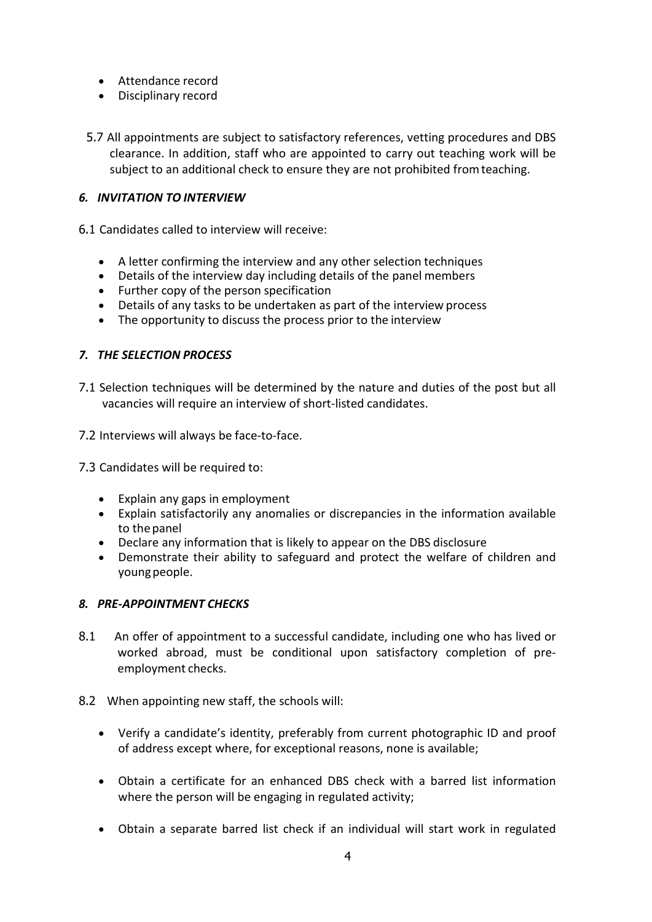- Attendance record
- Disciplinary record

5.7 All appointments are subject to satisfactory references, vetting procedures and DBS clearance. In addition, staff who are appointed to carry out teaching work will be subject to an additional check to ensure they are not prohibited from teaching.

## *6. INVITATION TO INTERVIEW*

6.1 Candidates called to interview will receive:

- A letter confirming the interview and any other selection techniques
- Details of the interview day including details of the panel members
- Further copy of the person specification
- Details of any tasks to be undertaken as part of the interview process
- The opportunity to discuss the process prior to the interview

## *7. THE SELECTION PROCESS*

7.1 Selection techniques will be determined by the nature and duties of the post but all vacancies will require an interview of short-listed candidates.

7.2 Interviews will always be face-to-face.

7.3 Candidates will be required to:

- Explain any gaps in employment
- Explain satisfactorily any anomalies or discrepancies in the information available to the panel
- Declare any information that is likely to appear on the DBS disclosure
- Demonstrate their ability to safeguard and protect the welfare of children and young people.

## *8. PRE-APPOINTMENT CHECKS*

8.1 An offer of appointment to a successful candidate, including one who has lived or worked abroad, must be conditional upon satisfactory completion of pre-employment checks.

8.2 When appointing new staff, the schools will:

- Verify a candidate's identity, preferably from current photographic ID and proof of address except where, for exceptional reasons, none is available;
- Obtain a certificate for an enhanced DBS check with a barred list information where the person will be engaging in regulated activity;
- Obtain a separate barred list check if an individual will start work in regulated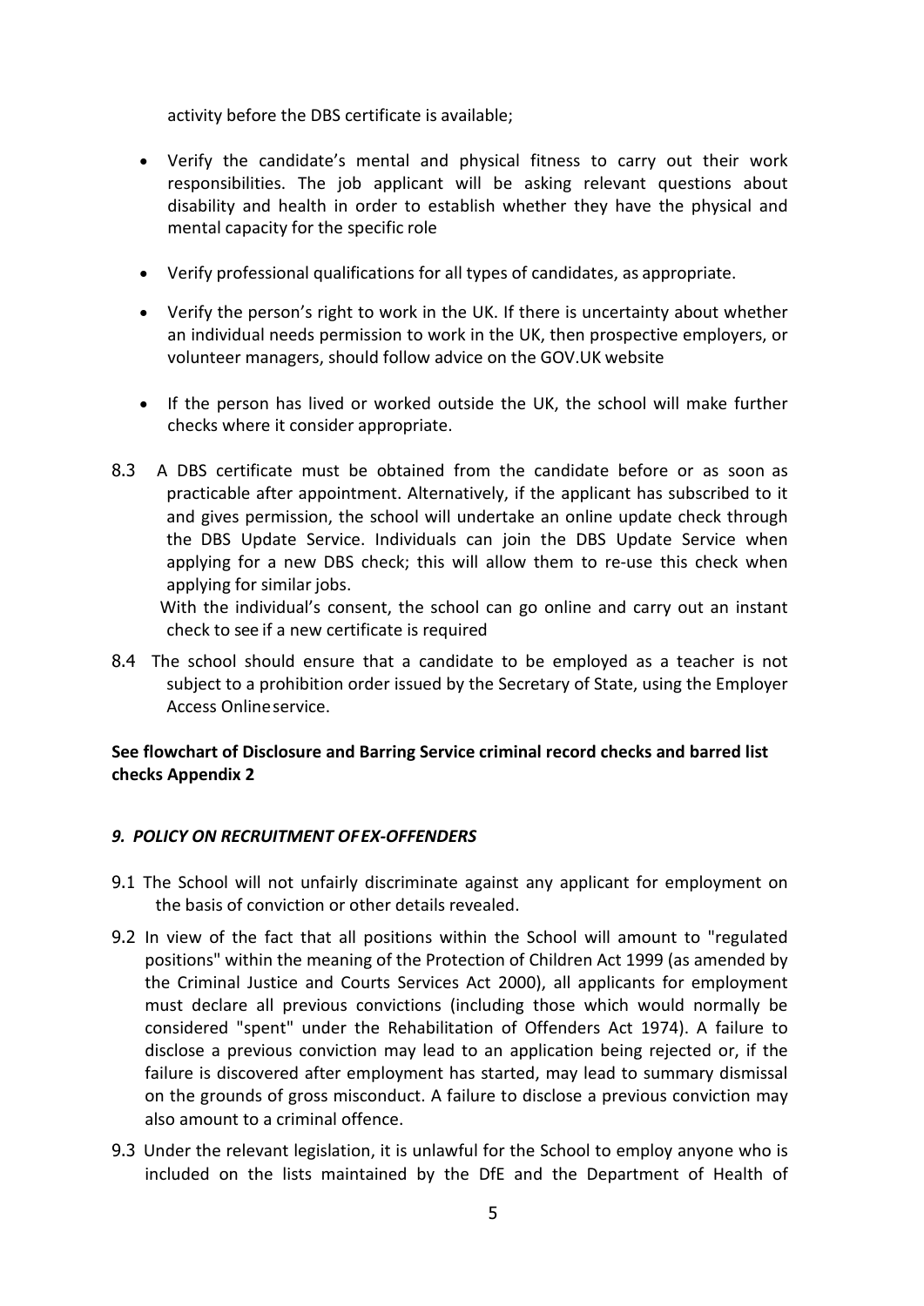activity before the DBS certificate is available;

- Verify the candidate's mental and physical fitness to carry out their work responsibilities. The job applicant will be asking relevant questions about disability and health in order to establish whether they have the physical and mental capacity for the specific role

- Verify professional qualifications for all types of candidates, as appropriate.

- Verify the person's right to work in the UK. If there is uncertainty about whether an individual needs permission to work in the UK, then prospective employers, or volunteer managers, should follow advice on the GOV.UK website

- If the person has lived or worked outside the UK, the school will make further checks where it consider appropriate.

8.3 A DBS certificate must be obtained from the candidate before or as soon as practicable after appointment. Alternatively, if the applicant has subscribed to it and gives permission, the school will undertake an online update check through the DBS Update Service. Individuals can join the DBS Update Service when applying for a new DBS check; this will allow them to re-use this check when applying for similar jobs.

With the individual's consent, the school can go online and carry out an instant check to see if a new certificate is required

8.4 The school should ensure that a candidate to be employed as a teacher is not subject to a prohibition order issued by the Secretary of State, using the Employer Access Online service.

**See flowchart of Disclosure and Barring Service criminal record checks and barred list checks Appendix 2**

## *9. POLICY ON RECRUITMENT OF EX-OFFENDERS*

9.1 The School will not unfairly discriminate against any applicant for employment on the basis of conviction or other details revealed.

9.2 In view of the fact that all positions within the School will amount to "regulated positions" within the meaning of the Protection of Children Act 1999 (as amended by the Criminal Justice and Courts Services Act 2000), all applicants for employment must declare all previous convictions (including those which would normally be considered "spent" under the Rehabilitation of Offenders Act 1974). A failure to disclose a previous conviction may lead to an application being rejected or, if the failure is discovered after employment has started, may lead to summary dismissal on the grounds of gross misconduct. A failure to disclose a previous conviction may also amount to a criminal offence.

9.3 Under the relevant legislation, it is unlawful for the School to employ anyone who is included on the lists maintained by the DfE and the Department of Health of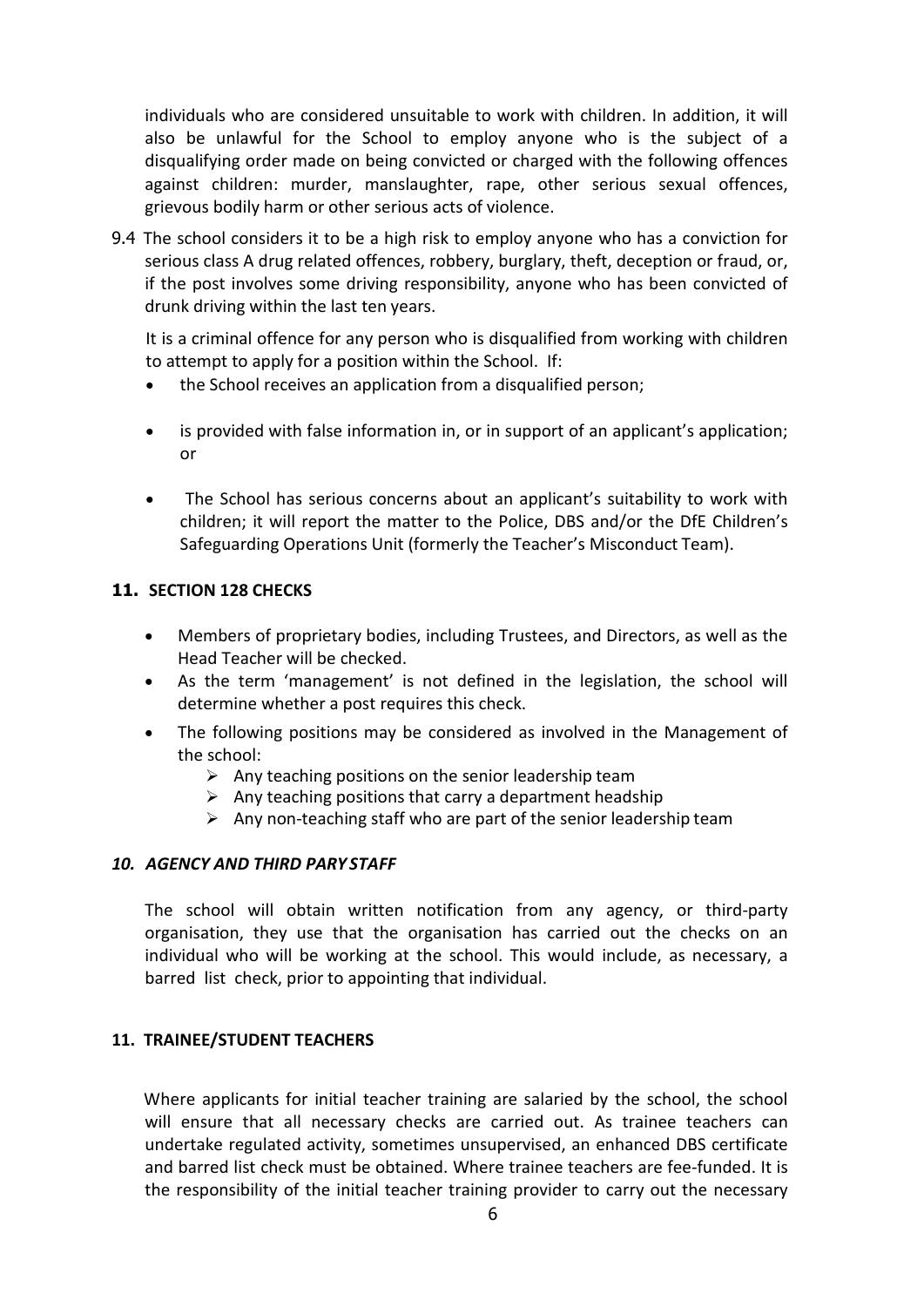individuals who are considered unsuitable to work with children. In addition, it will also be unlawful for the School to employ anyone who is the subject of a disqualifying order made on being convicted or charged with the following offences against children: murder, manslaughter, rape, other serious sexual offences, grievous bodily harm or other serious acts of violence.

9.4 The school considers it to be a high risk to employ anyone who has a conviction for serious class A drug related offences, robbery, burglary, theft, deception or fraud, or, if the post involves some driving responsibility, anyone who has been convicted of drunk driving within the last ten years.

It is a criminal offence for any person who is disqualified from working with children to attempt to apply for a position within the School. If:

- the School receives an application from a disqualified person;
- is provided with false information in, or in support of an applicant's application; or
- The School has serious concerns about an applicant's suitability to work with children; it will report the matter to the Police, DBS and/or the DfE Children's Safeguarding Operations Unit (formerly the Teacher's Misconduct Team).

## 11. SECTION 128 CHECKS

- Members of proprietary bodies, including Trustees, and Directors, as well as the Head Teacher will be checked.
- As the term 'management' is not defined in the legislation, the school will determine whether a post requires this check.
- The following positions may be considered as involved in the Management of the school:
  - Any teaching positions on the senior leadership team
  - Any teaching positions that carry a department headship
  - Any non-teaching staff who are part of the senior leadership team

## *10. AGENCY AND THIRD PARY STAFF*

The school will obtain written notification from any agency, or third-party organisation, they use that the organisation has carried out the checks on an individual who will be working at the school. This would include, as necessary, a barred list check, prior to appointing that individual.

## 11. TRAINEE/STUDENT TEACHERS

Where applicants for initial teacher training are salaried by the school, the school will ensure that all necessary checks are carried out. As trainee teachers can undertake regulated activity, sometimes unsupervised, an enhanced DBS certificate and barred list check must be obtained. Where trainee teachers are fee-funded. It is the responsibility of the initial teacher training provider to carry out the necessary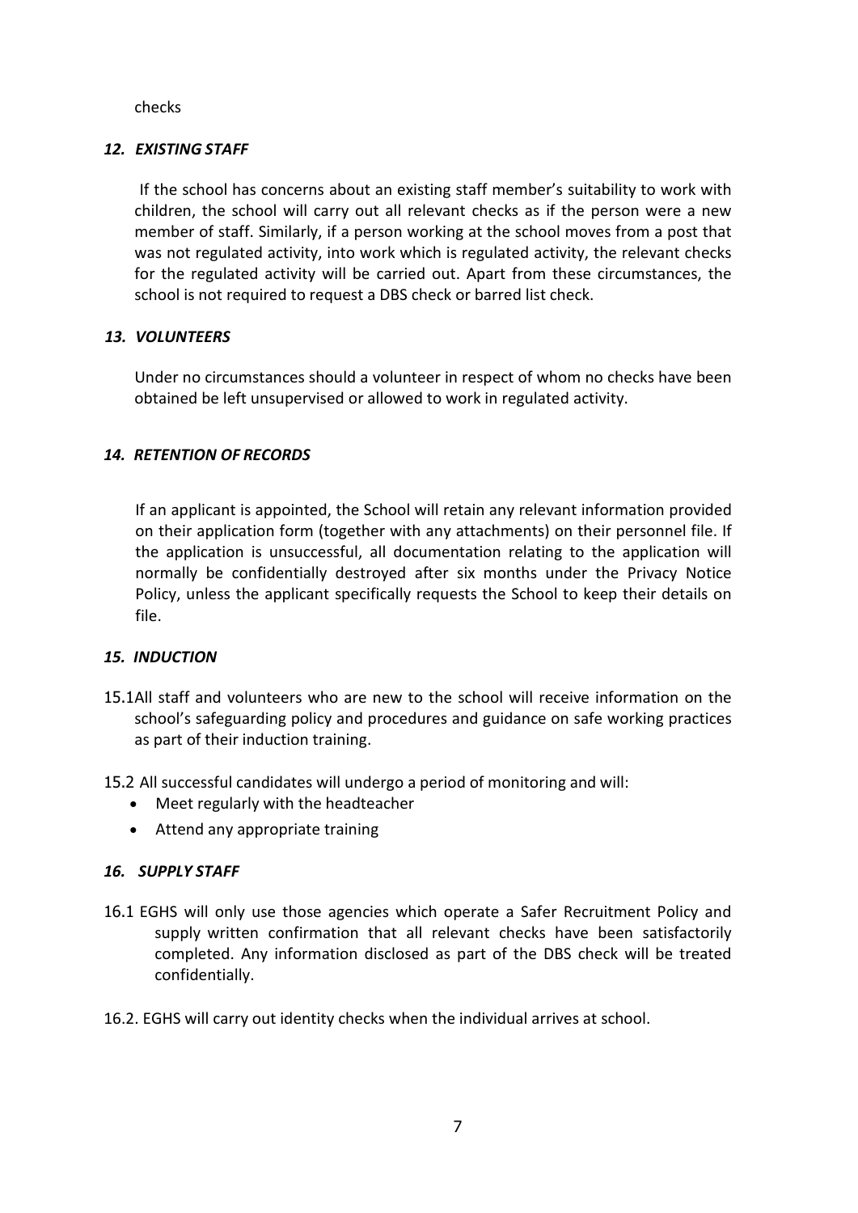checks

### *12. EXISTING STAFF*

If the school has concerns about an existing staff member's suitability to work with children, the school will carry out all relevant checks as if the person were a new member of staff. Similarly, if a person working at the school moves from a post that was not regulated activity, into work which is regulated activity, the relevant checks for the regulated activity will be carried out. Apart from these circumstances, the school is not required to request a DBS check or barred list check.

### *13. VOLUNTEERS*

Under no circumstances should a volunteer in respect of whom no checks have been obtained be left unsupervised or allowed to work in regulated activity.

### *14. RETENTION OF RECORDS*

If an applicant is appointed, the School will retain any relevant information provided on their application form (together with any attachments) on their personnel file. If the application is unsuccessful, all documentation relating to the application will normally be confidentially destroyed after six months under the Privacy Notice Policy, unless the applicant specifically requests the School to keep their details on file.

### *15. INDUCTION*

15.1 All staff and volunteers who are new to the school will receive information on the school's safeguarding policy and procedures and guidance on safe working practices as part of their induction training.

15.2 All successful candidates will undergo a period of monitoring and will:

- Meet regularly with the headteacher
- Attend any appropriate training

### *16. SUPPLY STAFF*

16.1 EGHS will only use those agencies which operate a Safer Recruitment Policy and supply written confirmation that all relevant checks have been satisfactorily completed. Any information disclosed as part of the DBS check will be treated confidentially.

16.2. EGHS will carry out identity checks when the individual arrives at school.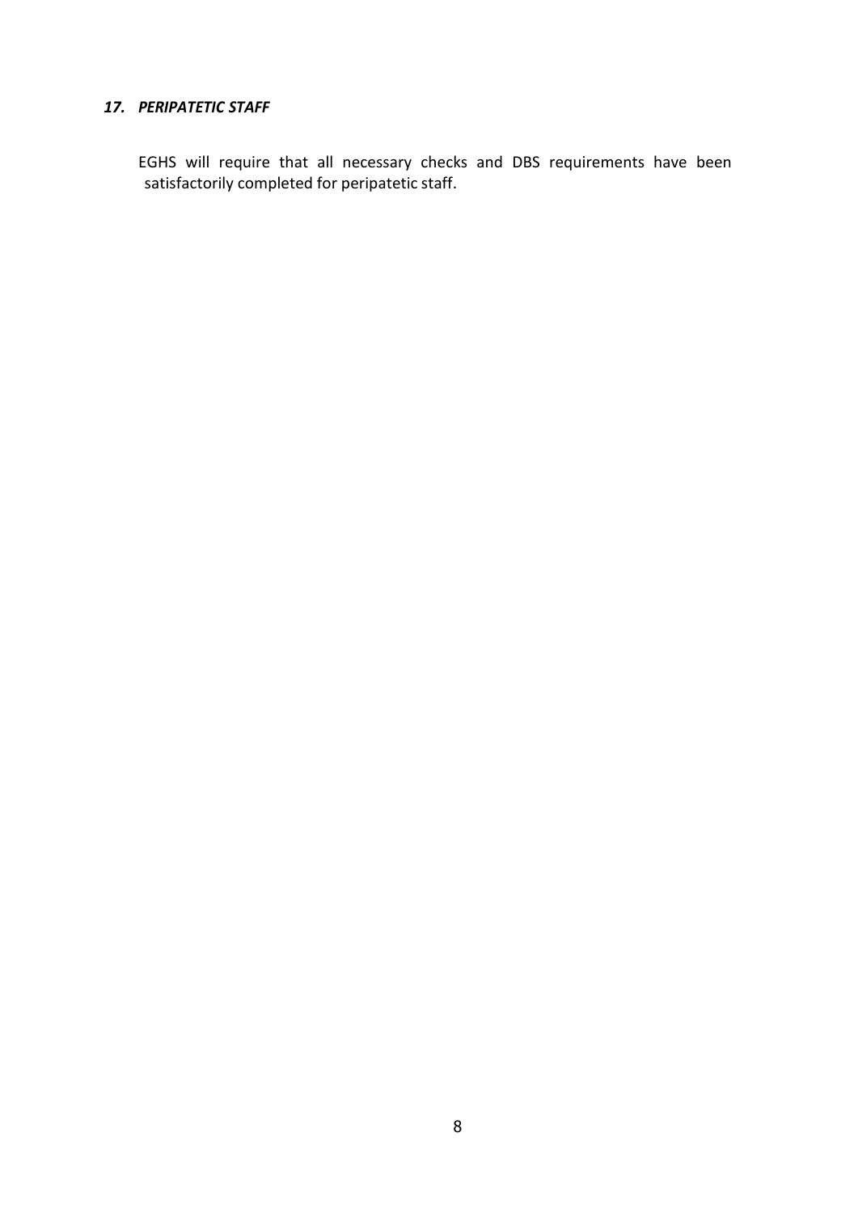### *17. PERIPATETIC STAFF*

EGHS will require that all necessary checks and DBS requirements have been satisfactorily completed for peripatetic staff.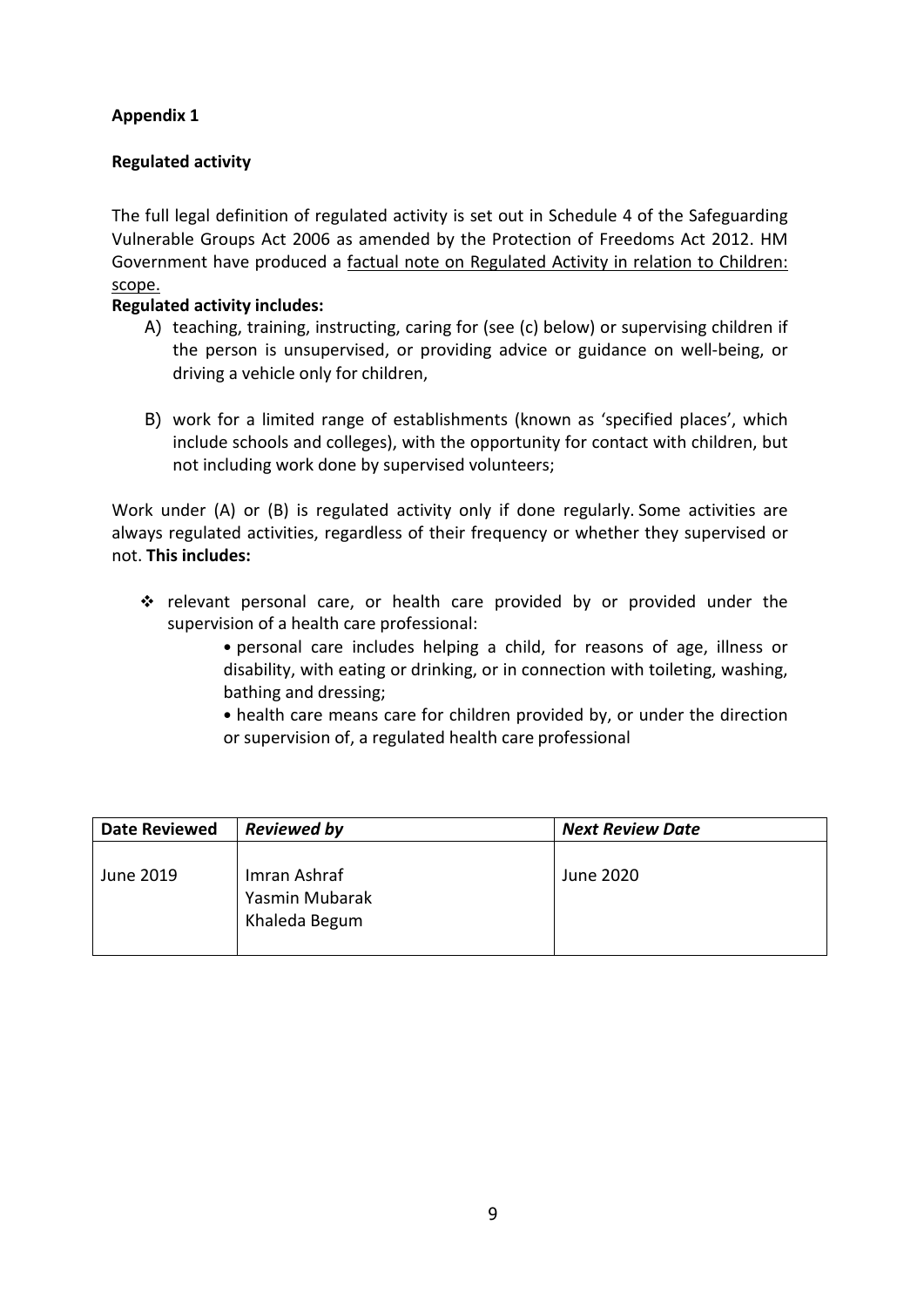**Appendix 1**

**Regulated activity**

The full legal definition of regulated activity is set out in Schedule 4 of the Safeguarding Vulnerable Groups Act 2006 as amended by the Protection of Freedoms Act 2012. HM Government have produced a factual note on Regulated Activity in relation to Children: scope.

**Regulated activity includes:**

A) teaching, training, instructing, caring for (see (c) below) or supervising children if the person is unsupervised, or providing advice or guidance on well-being, or driving a vehicle only for children,

B) work for a limited range of establishments (known as 'specified places', which include schools and colleges), with the opportunity for contact with children, but not including work done by supervised volunteers;

Work under (A) or (B) is regulated activity only if done regularly. Some activities are always regulated activities, regardless of their frequency or whether they supervised or not. **This includes:**

- relevant personal care, or health care provided by or provided under the supervision of a health care professional:
    - personal care includes helping a child, for reasons of age, illness or disability, with eating or drinking, or in connection with toileting, washing, bathing and dressing;
    - health care means care for children provided by, or under the direction or supervision of, a regulated health care professional

| **Date Reviewed** | ***Reviewed by*** | ***Next Review Date*** |
| --- | --- | --- |
| June 2019 | Imran Ashraf<br>Yasmin Mubarak<br>Khaleda Begum | June 2020 |